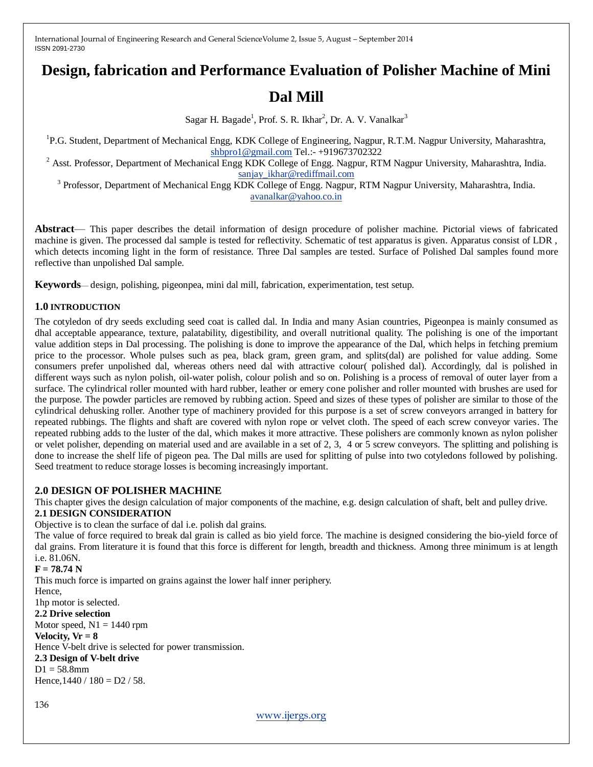# Design, fabrication and Performance Evaluation of Polisher Machine of Mini Dal Mill

Sagar H. Bagade[1], Prof. S. R. Ikhar[2], Dr. A. V. Vanalkar[3]

[1]P.G. Student, Department of Mechanical Engg, KDK College of Engineering, Nagpur, R.T.M. Nagpur University, Maharashtra, shbpro1@gmail.com Tel.:- +919673702322

[2] Asst. Professor, Department of Mechanical Engg KDK College of Engg. Nagpur, RTM Nagpur University, Maharashtra, India. sanjay_ikhar@rediffmail.com

[3] Professor, Department of Mechanical Engg KDK College of Engg. Nagpur, RTM Nagpur University, Maharashtra, India. avanalkar@yahoo.co.in

**Abstract**— This paper describes the detail information of design procedure of polisher machine. Pictorial views of fabricated machine is given. The processed dal sample is tested for reflectivity. Schematic of test apparatus is given. Apparatus consist of LDR , which detects incoming light in the form of resistance. Three Dal samples are tested. Surface of Polished Dal samples found more reflective than unpolished Dal sample.

**Keywords**— design, polishing, pigeonpea, mini dal mill, fabrication, experimentation, test setup.

## 1.0 INTRODUCTION

The cotyledon of dry seeds excluding seed coat is called dal. In India and many Asian countries, Pigeonpea is mainly consumed as dhal acceptable appearance, texture, palatability, digestibility, and overall nutritional quality. The polishing is one of the important value addition steps in Dal processing. The polishing is done to improve the appearance of the Dal, which helps in fetching premium price to the processor. Whole pulses such as pea, black gram, green gram, and splits(dal) are polished for value adding. Some consumers prefer unpolished dal, whereas others need dal with attractive colour( polished dal). Accordingly, dal is polished in different ways such as nylon polish, oil-water polish, colour polish and so on. Polishing is a process of removal of outer layer from a surface. The cylindrical roller mounted with hard rubber, leather or emery cone polisher and roller mounted with brushes are used for the purpose. The powder particles are removed by rubbing action. Speed and sizes of these types of polisher are similar to those of the cylindrical dehusking roller. Another type of machinery provided for this purpose is a set of screw conveyors arranged in battery for repeated rubbings. The flights and shaft are covered with nylon rope or velvet cloth. The speed of each screw conveyor varies. The repeated rubbing adds to the luster of the dal, which makes it more attractive. These polishers are commonly known as nylon polisher or velet polisher, depending on material used and are available in a set of 2, 3, 4 or 5 screw conveyors. The splitting and polishing is done to increase the shelf life of pigeon pea. The Dal mills are used for splitting of pulse into two cotyledons followed by polishing. Seed treatment to reduce storage losses is becoming increasingly important.

## 2.0 DESIGN OF POLISHER MACHINE

This chapter gives the design calculation of major components of the machine, e.g. design calculation of shaft, belt and pulley drive.

### 2.1 DESIGN CONSIDERATION

Objective is to clean the surface of dal i.e. polish dal grains.

The value of force required to break dal grain is called as bio yield force. The machine is designed considering the bio-yield force of dal grains. From literature it is found that this force is different for length, breadth and thickness. Among three minimum is at length i.e. 81.06N.

**F = 78.74 N**

This much force is imparted on grains against the lower half inner periphery.

Hence,

1hp motor is selected.

### 2.2 Drive selection

Motor speed, $N_1$ = 1440 rpm

**Velocity, $V_r$ = 8**

Hence V-belt drive is selected for power transmission.

### 2.3 Design of V-belt drive

$D_1$ = 58.8mm

Hence,1440 / 180 = $D_2$ / 58.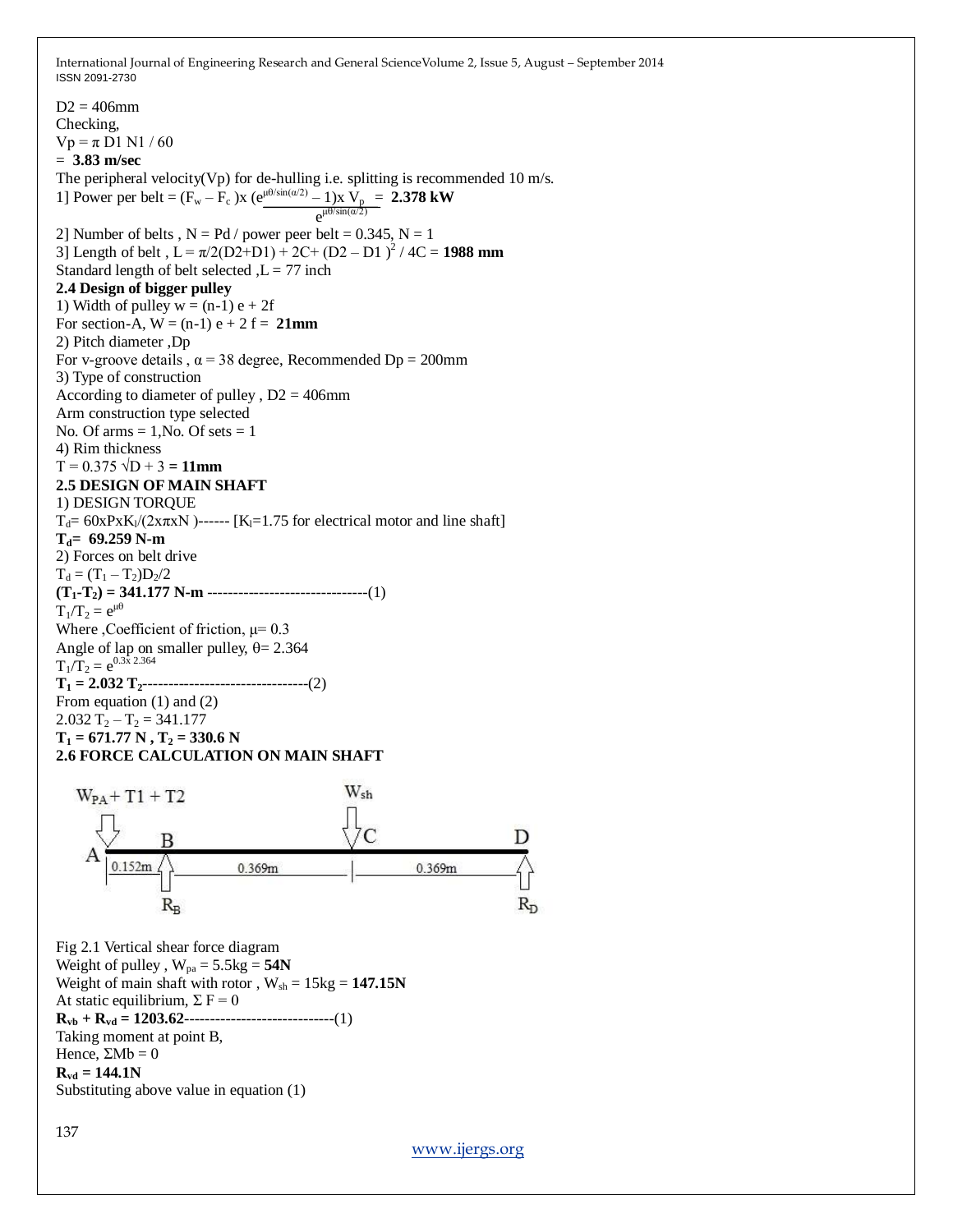$D2 = 406mm$

Checking,

$Vp = \pi \, D1 \, N1 / 60$

$=$ **3.83 m/sec**

The peripheral velocity(Vp) for de-hulling i.e. splitting is recommended 10 m/s.

1] Power per belt = $(F_w - F_c) x \dfrac{(e^{\mu\theta/\sin(\alpha/2)} - 1) x \, V_p}{e^{\mu\theta/\sin(\alpha/2)}}$ = **2.378 kW**

2] Number of belts , N = Pd / power peer belt = 0.345, N = 1

3] Length of belt , $L = \pi/2(D2+D1) + 2C + (D2 - D1)^2 / 4C$ = **1988 mm**

Standard length of belt selected ,L = 77 inch

**2.4 Design of bigger pulley**

1) Width of pulley $w = (n-1) e + 2f$

For section-A, $W = (n-1) e + 2 f$ = **21mm**

2) Pitch diameter ,Dp

For v-groove details , $\alpha$ = 38 degree, Recommended Dp = 200mm

3) Type of construction

According to diameter of pulley , D2 = 406mm

Arm construction type selected

No. Of arms = 1,No. Of sets = 1

4) Rim thickness

$T = 0.375 \sqrt{D} + 3$ **= 11mm**

**2.5 DESIGN OF MAIN SHAFT**

1) DESIGN TORQUE

$T_d = 60xPxK_l/(2x\pi xN)$------ [$K_l$=1.75 for electrical motor and line shaft]

**$T_d$= 69.259 N-m**

2) Forces on belt drive

$T_d = (T_1 - T_2)D_2/2$

**$(T_1$-$T_2)$ = 341.177 N-m** -------------------------------(1)

$T_1/T_2 = e^{\mu\theta}$

Where ,Coefficient of friction, $\mu$= 0.3

Angle of lap on smaller pulley, $\theta$= 2.364

$T_1/T_2 = e^{0.3x\,2.364}$

**$T_1$ = 2.032 $T_2$**--------------------------------(2)

From equation (1) and (2)

$2.032 \, T_2 - T_2 = 341.177$

**$T_1$ = 671.77 N , $T_2$ = 330.6 N**

**2.6 FORCE CALCULATION ON MAIN SHAFT**

$W_{PA}$+ T1 + T2

$W_{sh}$

A B C D

0.152m 0.369m 0.369m

$R_B$ $R_D$

Fig 2.1 Vertical shear force diagram

Weight of pulley , $W_{pa}$ = 5.5kg = **54N**

Weight of main shaft with rotor , $W_{sh}$ = 15kg = **147.15N**

At static equilibrium, $\Sigma$ F = 0

**$R_{vb}$ + $R_{vd}$ = 1203.62**-----------------------------(1)

Taking moment at point B,

Hence, $\Sigma$Mb = 0

**$R_{vd}$ = 144.1N**

Substituting above value in equation (1)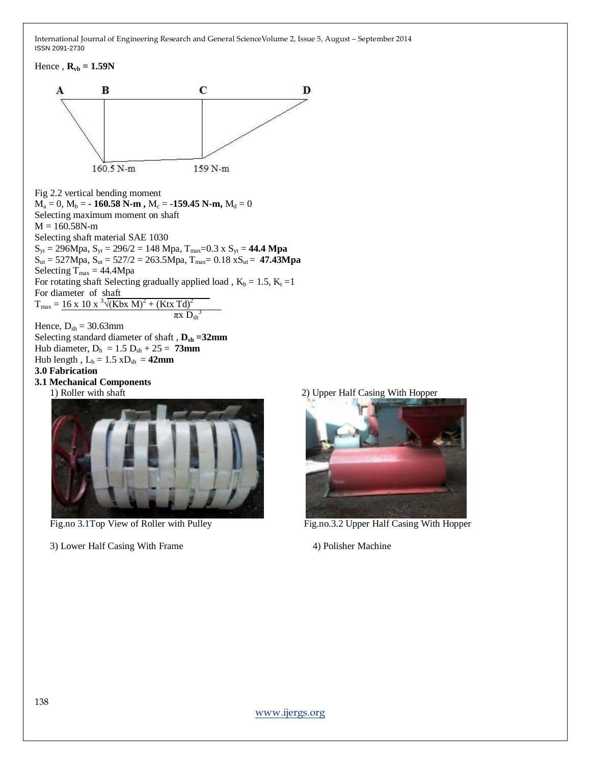Hence , $\mathbf{R_{vb} = 1.59N}$

A
B
C
D
160.5 N-m
159 N-m

Fig 2.2 vertical bending moment

$M_a = 0$, $M_b =$ **- 160.58 N-m ,** $M_c =$ **-159.45 N-m,** $M_d = 0$

Selecting maximum moment on shaft

M = 160.58N-m

Selecting shaft material SAE 1030

$S_{yt}$ = 296Mpa, $S_{yt}$ = 296/2 = 148 Mpa, $T_{max}$=0.3 x $S_{yt}$ = **44.4 Mpa**

$S_{ut}$ = 527Mpa, $S_{ut}$ = 527/2 = 263.5Mpa, $T_{max}$= 0.18 x$S_{ut}$ = **47.43Mpa**

Selecting $T_{max}$ = 44.4Mpa

For rotating shaft Selecting gradually applied load , $K_b = 1.5$, $K_t = 1$

For diameter of shaft

$$T_{max} = \frac{16 \times 10 \times \sqrt[3]{(Kbx\ M)^2 + (Ktx\ Td)^2}}{\pi x\ D_{sh}^3}$$

Hence, $D_{sh}$ = 30.63mm

Selecting standard diameter of shaft , $\mathbf{D_{sh}}$ **=32mm**

Hub diameter, $D_h$ = 1.5 $D_{sh}$ + 25 = **73mm**

Hub length , $L_h$ = 1.5 x$D_{sh}$ = **42mm**

## 3.0 Fabrication

### 3.1 Mechanical Components

1) Roller with shaft

Fig.no 3.1Top View of Roller with Pulley

2) Upper Half Casing With Hopper

Fig.no.3.2 Upper Half Casing With Hopper

3) Lower Half Casing With Frame

4) Polisher Machine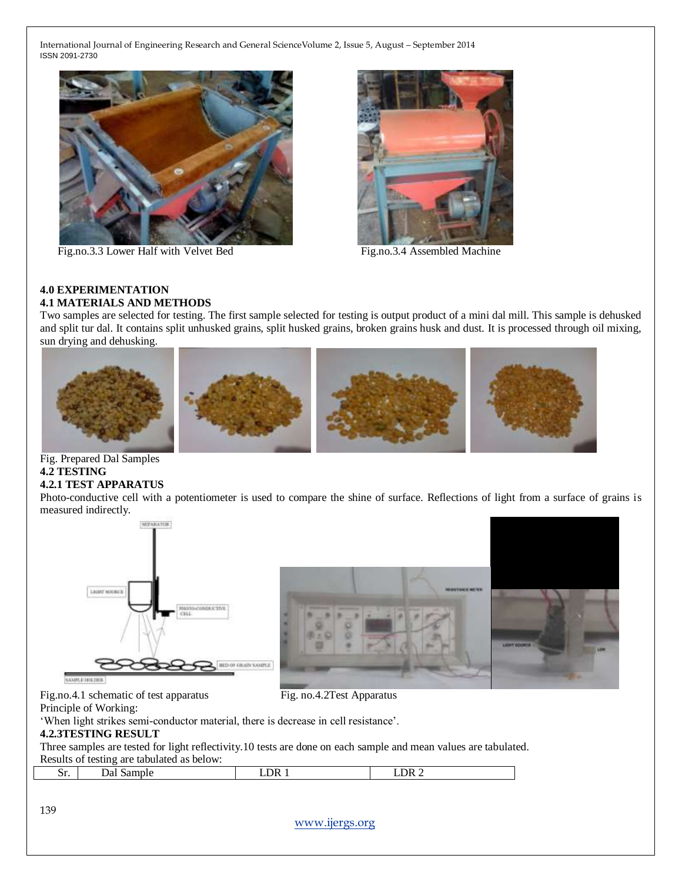Fig.no.3.3 Lower Half with Velvet Bed

Fig.no.3.4 Assembled Machine

### 4.0 EXPERIMENTATION

### 4.1 MATERIALS AND METHODS

Two samples are selected for testing. The first sample selected for testing is output product of a mini dal mill. This sample is dehusked and split tur dal. It contains split unhusked grains, split husked grains, broken grains husk and dust. It is processed through oil mixing, sun drying and dehusking.

Fig. Prepared Dal Samples

### 4.2 TESTING

### 4.2.1 TEST APPARATUS

Photo-conductive cell with a potentiometer is used to compare the shine of surface. Reflections of light from a surface of grains is measured indirectly.

SEPARATOR

LIGHT SOURCE

PHOTO-CONDUCTIVE CELL

BED OF GRAIN SAMPLE

SAMPLE HOLDER

Fig.no.4.1 schematic of test apparatus

Fig. no.4.2Test Apparatus

Principle of Working:

'When light strikes semi-conductor material, there is decrease in cell resistance'.

### 4.2.3TESTING RESULT

Three samples are tested for light reflectivity.10 tests are done on each sample and mean values are tabulated.

Results of testing are tabulated as below:

| Sr. | Dal Sample | LDR 1 | LDR 2 |
|---|---|---|---|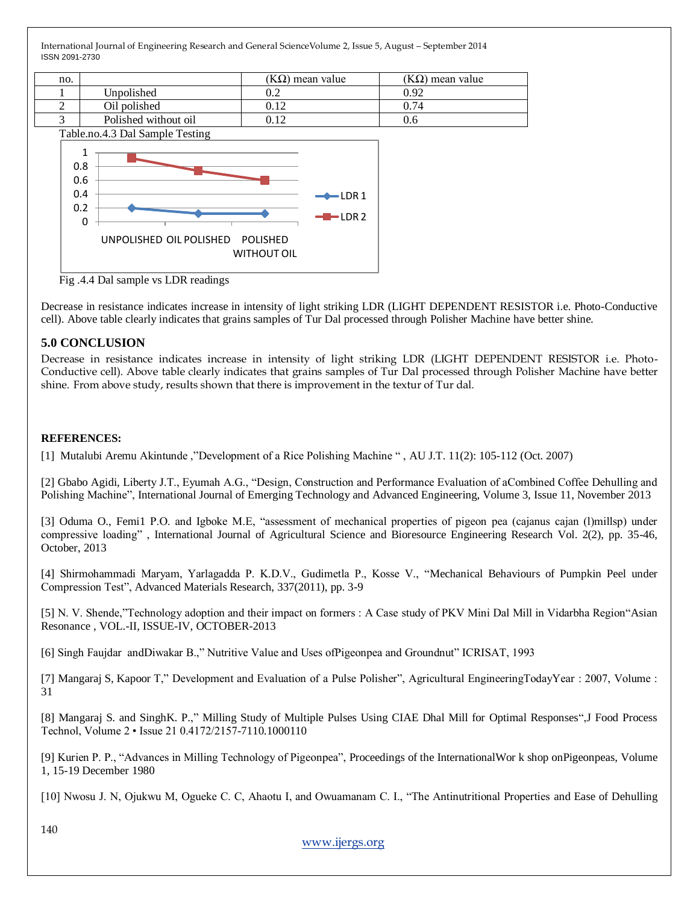| no. | | (KΩ) mean value | (KΩ) mean value |
|---|---|---|---|
| 1 | Unpolished | 0.2 | 0.92 |
| 2 | Oil polished | 0.12 | 0.74 |
| 3 | Polished without oil | 0.12 | 0.6 |

Table.no.4.3 Dal Sample Testing

1
0.8
0.6
0.4
0.2
0

UNPOLISHED OIL POLISHED POLISHED WITHOUT OIL

LDR 1
LDR 2

Fig .4.4 Dal sample vs LDR readings

Decrease in resistance indicates increase in intensity of light striking LDR (LIGHT DEPENDENT RESISTOR i.e. Photo-Conductive cell). Above table clearly indicates that grains samples of Tur Dal processed through Polisher Machine have better shine.

## 5.0 CONCLUSION

Decrease in resistance indicates increase in intensity of light striking LDR (LIGHT DEPENDENT RESISTOR i.e. Photo-Conductive cell). Above table clearly indicates that grains samples of Tur Dal processed through Polisher Machine have better shine. From above study, results shown that there is improvement in the textur of Tur dal.

## REFERENCES:

[1] Mutalubi Aremu Akintunde ,"Development of a Rice Polishing Machine " , AU J.T. 11(2): 105-112 (Oct. 2007)

[2] Gbabo Agidi, Liberty J.T., Eyumah A.G., "Design, Construction and Performance Evaluation of aCombined Coffee Dehulling and Polishing Machine", International Journal of Emerging Technology and Advanced Engineering, Volume 3, Issue 11, November 2013

[3] Oduma O., Femi1 P.O. and Igboke M.E, "assessment of mechanical properties of pigeon pea (cajanus cajan (l)millsp) under compressive loading" , International Journal of Agricultural Science and Bioresource Engineering Research Vol. 2(2), pp. 35-46, October, 2013

[4] Shirmohammadi Maryam, Yarlagadda P. K.D.V., Gudimetla P., Kosse V., "Mechanical Behaviours of Pumpkin Peel under Compression Test", Advanced Materials Research, 337(2011), pp. 3-9

[5] N. V. Shende,"Technology adoption and their impact on formers : A Case study of PKV Mini Dal Mill in Vidarbha Region"Asian Resonance , VOL.-II, ISSUE-IV, OCTOBER-2013

[6] Singh Faujdar andDiwakar B.," Nutritive Value and Uses ofPigeonpea and Groundnut" ICRISAT, 1993

[7] Mangaraj S, Kapoor T," Development and Evaluation of a Pulse Polisher", Agricultural EngineeringTodayYear : 2007, Volume : 31

[8] Mangaraj S. and SinghK. P.," Milling Study of Multiple Pulses Using CIAE Dhal Mill for Optimal Responses",J Food Process Technol, Volume 2 • Issue 21 0.4172/2157-7110.1000110

[9] Kurien P. P., "Advances in Milling Technology of Pigeonpea", Proceedings of the InternationalWor k shop onPigeonpeas, Volume 1, 15-19 December 1980

[10] Nwosu J. N, Ojukwu M, Ogueke C. C, Ahaotu I, and Owuamanam C. I., "The Antinutritional Properties and Ease of Dehulling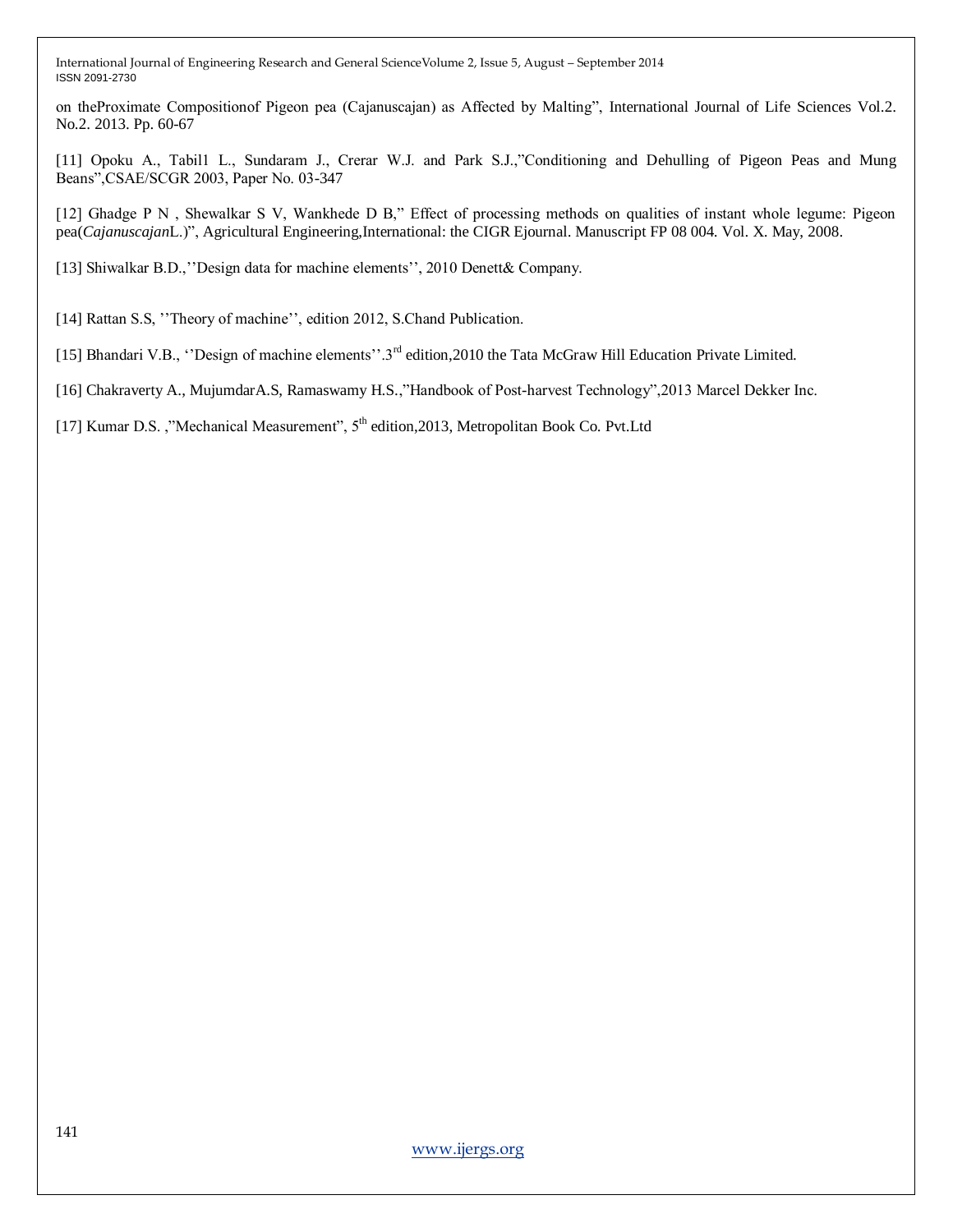on theProximate Compositionof Pigeon pea (Cajanuscajan) as Affected by Malting", International Journal of Life Sciences Vol.2. No.2. 2013. Pp. 60-67

[11] Opoku A., Tabil1 L., Sundaram J., Crerar W.J. and Park S.J.,"Conditioning and Dehulling of Pigeon Peas and Mung Beans",CSAE/SCGR 2003, Paper No. 03-347

[12] Ghadge P N , Shewalkar S V, Wankhede D B," Effect of processing methods on qualities of instant whole legume: Pigeon pea(*CajanuscajanL.*)", Agricultural Engineering,International: the CIGR Ejournal. Manuscript FP 08 004. Vol. X. May, 2008.

[13] Shiwalkar B.D.,''Design data for machine elements'', 2010 Denett& Company.

[14] Rattan S.S, ''Theory of machine'', edition 2012, S.Chand Publication.

[15] Bhandari V.B., ''Design of machine elements''.3rd edition,2010 the Tata McGraw Hill Education Private Limited.

[16] Chakraverty A., MujumdarA.S, Ramaswamy H.S.,"Handbook of Post-harvest Technology",2013 Marcel Dekker Inc.

[17] Kumar D.S. ,"Mechanical Measurement", 5th edition,2013, Metropolitan Book Co. Pvt.Ltd